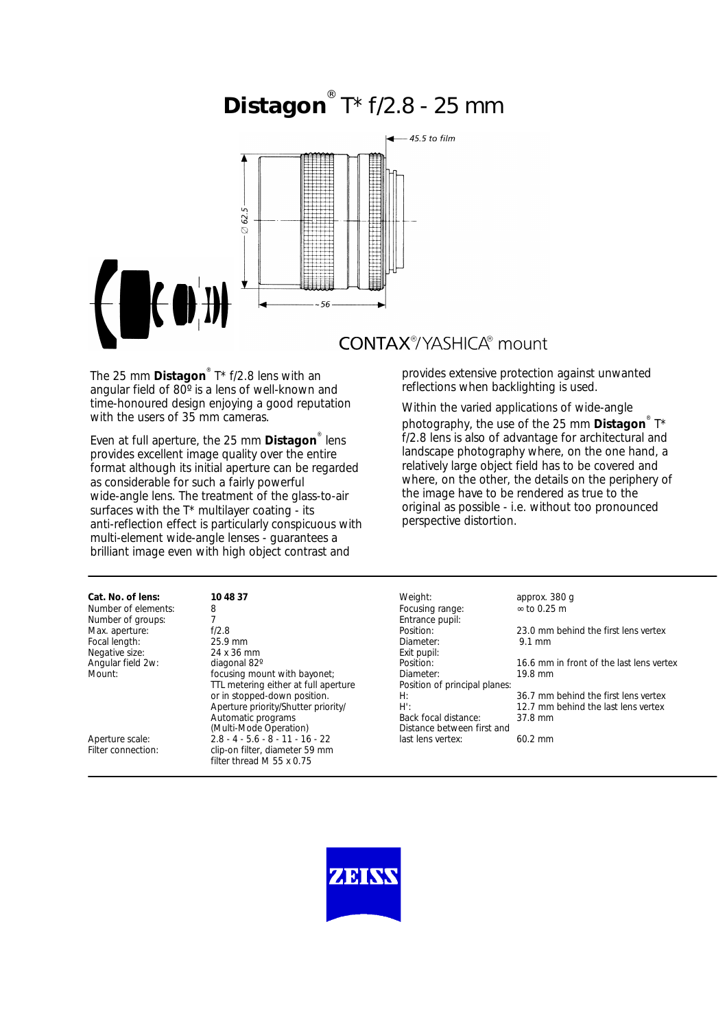# **Distagon**® T* f/2.8 - 25 mm

45.5 to film

∅ 62.5

~ 56

CONTAX®/YASHICA® mount

The 25 mm **Distagon**® T* f/2.8 lens with an angular field of 80º is a lens of well-known and time-honoured design enjoying a good reputation with the users of 35 mm cameras.

Even at full aperture, the 25 mm **Distagon**® lens provides excellent image quality over the entire format although its initial aperture can be regarded as considerable for such a fairly powerful wide-angle lens. The treatment of the glass-to-air surfaces with the T* multilayer coating - its anti-reflection effect is particularly conspicuous with multi-element wide-angle lenses - guarantees a brilliant image even with high object contrast and provides extensive protection against unwanted reflections when backlighting is used.

Within the varied applications of wide-angle photography, the use of the 25 mm **Distagon**® T* f/2.8 lens is also of advantage for architectural and landscape photography where, on the one hand, a relatively large object field has to be covered and where, on the other, the details on the periphery of the image have to be rendered as true to the original as possible - i.e. without too pronounced perspective distortion.

| | |
|---|---|
| **Cat. No. of lens:** | **10 48 37** |
| Number of elements: | 8 |
| Number of groups: | 7 |
| Max. aperture: | f/2.8 |
| Focal length: | 25.9 mm |
| Negative size: | 24 x 36 mm |
| Angular field 2w: | diagonal 82º |
| Mount: | focusing mount with bayonet; TTL metering either at full aperture or in stopped-down position. Aperture priority/Shutter priority/ Automatic programs (Multi-Mode Operation) |
| Aperture scale: | 2.8 - 4 - 5.6 - 8 - 11 - 16 - 22 |
| Filter connection: | clip-on filter, diameter 59 mm filter thread M 55 x 0.75 |

| | |
|---|---|
| Weight: | approx. 380 g |
| Focusing range: | ∞ to 0.25 m |
| Entrance pupil: | |
| Position: | 23.0 mm behind the first lens vertex |
| Diameter: | 9.1 mm |
| Exit pupil: | |
| Position: | 16.6 mm in front of the last lens vertex |
| Diameter: | 19.8 mm |
| Position of principal planes: | |
| H: | 36.7 mm behind the first lens vertex |
| H': | 12.7 mm behind the last lens vertex |
| Back focal distance: | 37.8 mm |
| Distance between first and last lens vertex: | 60.2 mm |

ZEISS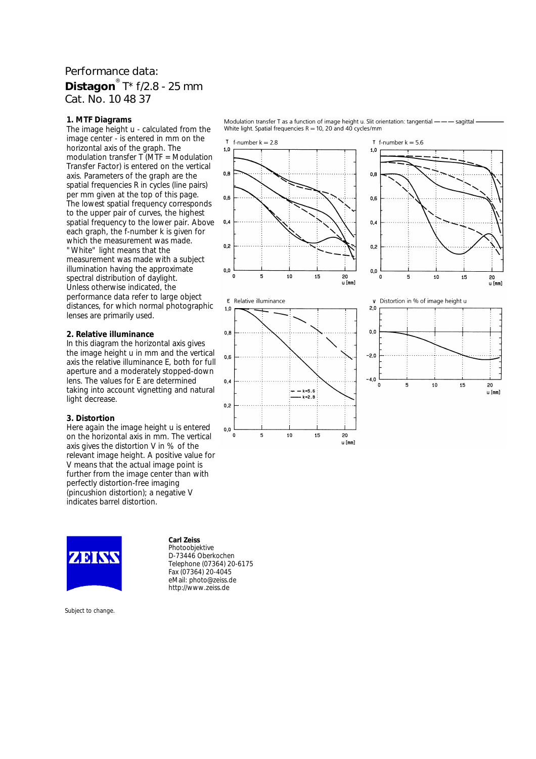Performance data:
**Distagon**® T* f/2.8 - 25 mm
Cat. No. 10 48 37

### 1. MTF Diagrams

The image height u - calculated from the image center - is entered in mm on the horizontal axis of the graph. The modulation transfer T (MTF = Modulation Transfer Factor) is entered on the vertical axis. Parameters of the graph are the spatial frequencies R in cycles (line pairs) per mm given at the top of this page. The lowest spatial frequency corresponds to the upper pair of curves, the highest spatial frequency to the lower pair. Above each graph, the f-number k is given for which the measurement was made. "White" light means that the measurement was made with a subject illumination having the approximate spectral distribution of daylight.
Unless otherwise indicated, the performance data refer to large object distances, for which normal photographic lenses are primarily used.

### 2. Relative illuminance

In this diagram the horizontal axis gives the image height u in mm and the vertical axis the relative illuminance E, both for full aperture and a moderately stopped-down lens. The values for E are determined taking into account vignetting and natural light decrease.

### 3. Distortion

Here again the image height u is entered on the horizontal axis in mm. The vertical axis gives the distortion V in % of the relevant image height. A positive value for V means that the actual image point is further from the image center than with perfectly distortion-free imaging (pincushion distortion); a negative V indicates barrel distortion.

Modulation transfer T as a function of image height u. Slit orientation: tangential — — — sagittal ———
White light. Spatial frequencies R = 10, 20 and 40 cycles/mm

T f-number k = 2.8
1,0
0,8
0,6
0,4
0,2
0,0
0 5 10 15 20
u [mm]

T f-number k = 5.6
1,0
0,8
0,6
0,4
0,2
0,0
0 5 10 15 20
u [mm]

E Relative illuminance
1,0
0,8
0,6
0,4
0,2
0,0
0 5 10 15 20
u [mm]
k=5.6
k=2.8

V Distortion in % of image height u
2,0
0,0
-2,0
-4,0
0 5 10 15 20
u [mm]

**Carl Zeiss**
Photoobjektive
D-73446 Oberkochen
Telephone (07364) 20-6175
Fax (07364) 20-4045
eMail: photo@zeiss.de
http://www.zeiss.de

Subject to change.